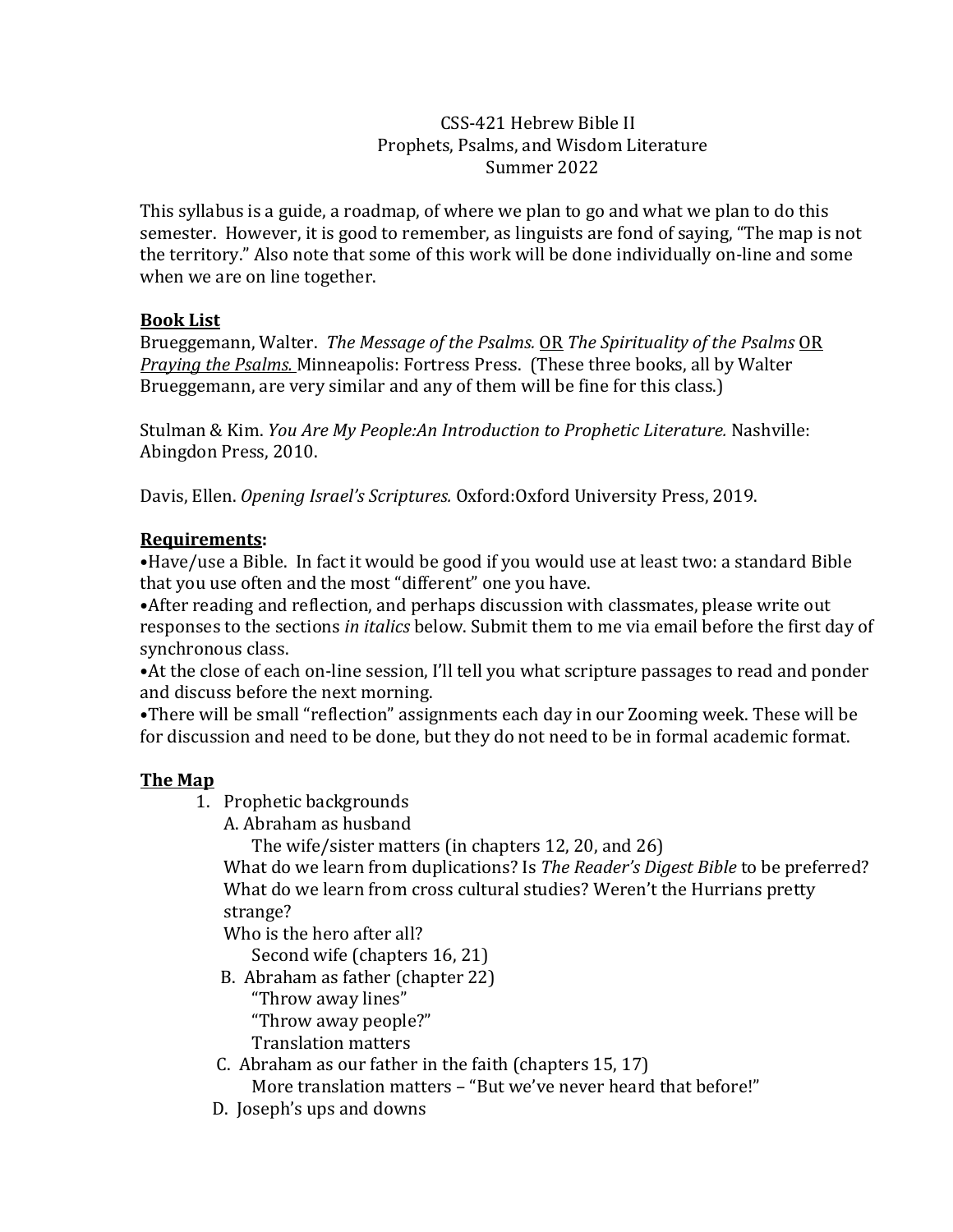CSS-421 Hebrew Bible II
Prophets, Psalms, and Wisdom Literature
Summer 2022

This syllabus is a guide, a roadmap, of where we plan to go and what we plan to do this semester. However, it is good to remember, as linguists are fond of saying, "The map is not the territory." Also note that some of this work will be done individually on-line and some when we are on line together.

**<u>Book List</u>**

Brueggemann, Walter. *The Message of the Psalms.* <u>OR</u> *The Spirituality of the Psalms* <u>OR</u> <u>*Praying the Psalms.*</u> Minneapolis: Fortress Press. (These three books, all by Walter Brueggemann, are very similar and any of them will be fine for this class.)

Stulman & Kim. *You Are My People:An Introduction to Prophetic Literature.* Nashville: Abingdon Press, 2010.

Davis, Ellen. *Opening Israel's Scriptures.* Oxford:Oxford University Press, 2019.

**<u>Requirements</u>:**

- Have/use a Bible. In fact it would be good if you would use at least two: a standard Bible that you use often and the most "different" one you have.
- After reading and reflection, and perhaps discussion with classmates, please write out responses to the sections *in italics* below. Submit them to me via email before the first day of synchronous class.
- At the close of each on-line session, I'll tell you what scripture passages to read and ponder and discuss before the next morning.
- There will be small "reflection" assignments each day in our Zooming week. These will be for discussion and need to be done, but they do not need to be in formal academic format.

**<u>The Map</u>**

1. Prophetic backgrounds
   A. Abraham as husband
      The wife/sister matters (in chapters 12, 20, and 26)
   What do we learn from duplications? Is *The Reader's Digest Bible* to be preferred?
   What do we learn from cross cultural studies? Weren't the Hurrians pretty strange?
   Who is the hero after all?
      Second wife (chapters 16, 21)
   B. Abraham as father (chapter 22)
      "Throw away lines"
      "Throw away people?"
      Translation matters
   C. Abraham as our father in the faith (chapters 15, 17)
      More translation matters – "But we've never heard that before!"
   D. Joseph's ups and downs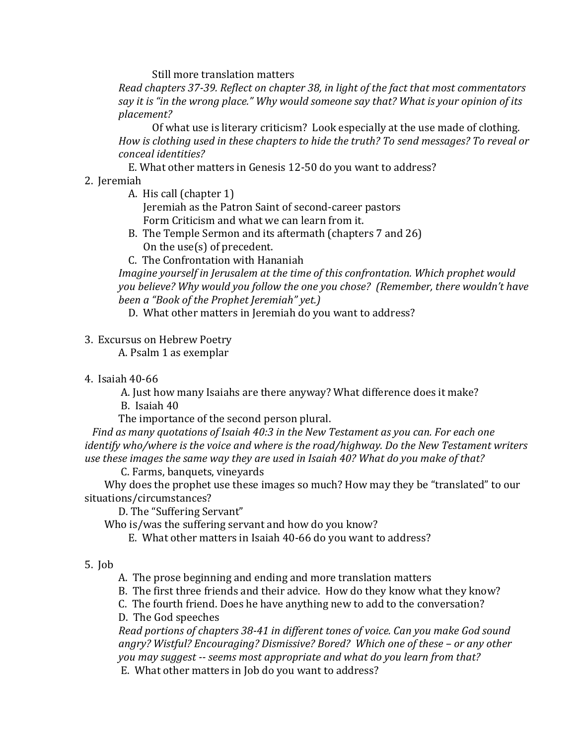Still more translation matters

*Read chapters 37-39. Reflect on chapter 38, in light of the fact that most commentators say it is "in the wrong place." Why would someone say that? What is your opinion of its placement?*

Of what use is literary criticism? Look especially at the use made of clothing. *How is clothing used in these chapters to hide the truth? To send messages? To reveal or conceal identities?*

E. What other matters in Genesis 12-50 do you want to address?

2. Jeremiah

   A. His call (chapter 1)

   Jeremiah as the Patron Saint of second-career pastors

   Form Criticism and what we can learn from it.

   B. The Temple Sermon and its aftermath (chapters 7 and 26)

   On the use(s) of precedent.

   C. The Confrontation with Hananiah

   *Imagine yourself in Jerusalem at the time of this confrontation. Which prophet would you believe? Why would you follow the one you chose? (Remember, there wouldn't have been a "Book of the Prophet Jeremiah" yet.)*

   D. What other matters in Jeremiah do you want to address?

3. Excursus on Hebrew Poetry

   A. Psalm 1 as exemplar

4. Isaiah 40-66

   A. Just how many Isaiahs are there anyway? What difference does it make?

   B. Isaiah 40

   The importance of the second person plural.

   *Find as many quotations of Isaiah 40:3 in the New Testament as you can. For each one identify who/where is the voice and where is the road/highway. Do the New Testament writers use these images the same way they are used in Isaiah 40? What do you make of that?*

   C. Farms, banquets, vineyards

   Why does the prophet use these images so much? How may they be "translated" to our situations/circumstances?

   D. The "Suffering Servant"

   Who is/was the suffering servant and how do you know?

   E. What other matters in Isaiah 40-66 do you want to address?

5. Job

   A. The prose beginning and ending and more translation matters

   B. The first three friends and their advice. How do they know what they know?

   C. The fourth friend. Does he have anything new to add to the conversation?

   D. The God speeches

   *Read portions of chapters 38-41 in different tones of voice. Can you make God sound angry? Wistful? Encouraging? Dismissive? Bored? Which one of these – or any other you may suggest -- seems most appropriate and what do you learn from that?*

   E. What other matters in Job do you want to address?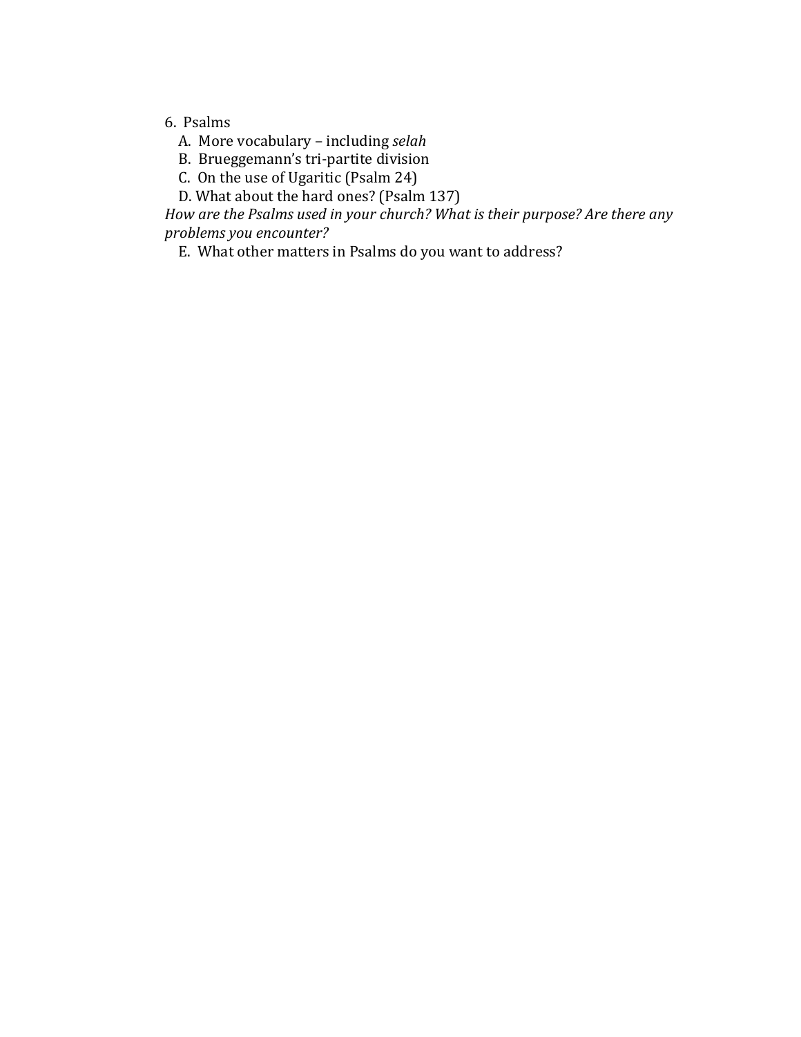6. Psalms
   A. More vocabulary – including *selah*
   B. Brueggemann's tri-partite division
   C. On the use of Ugaritic (Psalm 24)
   D. What about the hard ones? (Psalm 137)

*How are the Psalms used in your church? What is their purpose? Are there any problems you encounter?*

   E. What other matters in Psalms do you want to address?